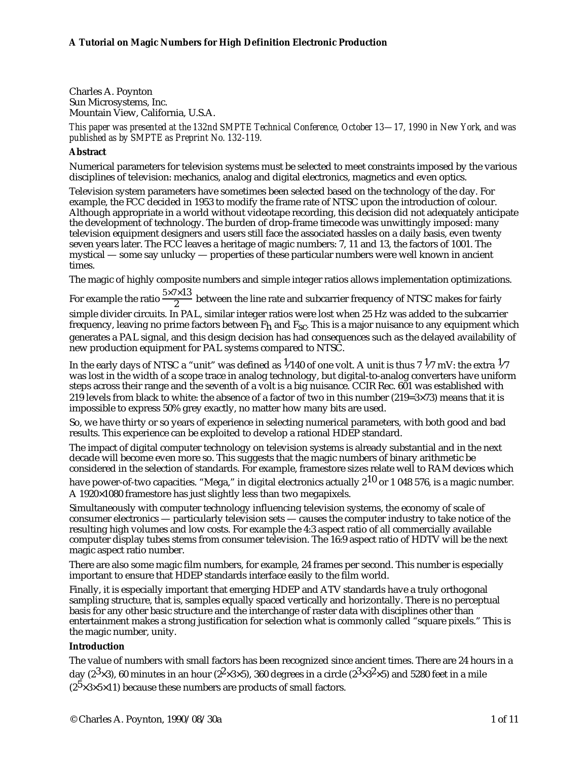# A Tutorial on Magic Numbers for High Definition Electronic Production

Charles A. Poynton
Sun Microsystems, Inc.
Mountain View, California, U.S.A.

*This paper was presented at the 132nd SMPTE Technical Conference, October 13—17, 1990 in New York, and was published as by SMPTE as Preprint No. 132-119.*

**Abstract**

Numerical parameters for television systems must be selected to meet constraints imposed by the various disciplines of television: mechanics, analog and digital electronics, magnetics and even optics.

Television system parameters have sometimes been selected based on the technology of the day. For example, the FCC decided in 1953 to modify the frame rate of NTSC upon the introduction of colour. Although appropriate in a world without videotape recording, this decision did not adequately anticipate the development of technology. The burden of drop-frame timecode was unwittingly imposed: many television equipment designers and users still face the associated hassles on a daily basis, even twenty seven years later. The FCC leaves a heritage of magic numbers: 7, 11 and 13, the factors of 1001. The mystical — some say unlucky — properties of these particular numbers were well known in ancient times.

The magic of highly composite numbers and simple integer ratios allows implementation optimizations. For example the ratio $\frac{5 \times 7 \times 13}{2}$ between the line rate and subcarrier frequency of NTSC makes for fairly simple divider circuits. In PAL, similar integer ratios were lost when 25 Hz was added to the subcarrier frequency, leaving no prime factors between $F_h$ and $F_{SC}$. This is a major nuisance to any equipment which generates a PAL signal, and this design decision has had consequences such as the delayed availability of new production equipment for PAL systems compared to NTSC.

In the early days of NTSC a "unit" was defined as $\frac{1}{140}$ of one volt. A unit is thus $7\frac{1}{7}$ mV: the extra $\frac{1}{7}$ was lost in the width of a scope trace in analog technology, but digital-to-analog converters have uniform steps across their range and the seventh of a volt is a big nuisance. CCIR Rec. 601 was established with 219 levels from black to white: the absence of a factor of two in this number ($219 = 3 \times 73$) means that it is impossible to express 50% grey exactly, no matter how many bits are used.

So, we have thirty or so years of experience in selecting numerical parameters, with both good and bad results. This experience can be exploited to develop a rational HDEP standard.

The impact of digital computer technology on television systems is already substantial and in the next decade will become even more so. This suggests that the magic numbers of binary arithmetic be considered in the selection of standards. For example, framestore sizes relate well to RAM devices which have power-of-two capacities. "Mega," in digital electronics actually $2^{10}$ or 1 048 576, is a magic number. A 1920×1080 framestore has just slightly less than two megapixels.

Simultaneously with computer technology influencing television systems, the economy of scale of consumer electronics — particularly television sets — causes the computer industry to take notice of the resulting high volumes and low costs. For example the 4:3 aspect ratio of all commercially available computer display tubes stems from consumer television. The 16:9 aspect ratio of HDTV will be the next magic aspect ratio number.

There are also some magic film numbers, for example, 24 frames per second. This number is especially important to ensure that HDEP standards interface easily to the film world.

Finally, it is especially important that emerging HDEP and ATV standards have a truly orthogonal sampling structure, that is, samples equally spaced vertically and horizontally. There is no perceptual basis for any other basic structure and the interchange of raster data with disciplines other than entertainment makes a strong justification for selection what is commonly called "square pixels." This is the magic number, unity.

**Introduction**

The value of numbers with small factors has been recognized since ancient times. There are 24 hours in a day ($2^3 \times 3$), 60 minutes in an hour ($2^2 \times 3 \times 5$), 360 degrees in a circle ($2^3 \times 3^2 \times 5$) and 5280 feet in a mile ($2^5 \times 3 \times 5 \times 11$) because these numbers are products of small factors.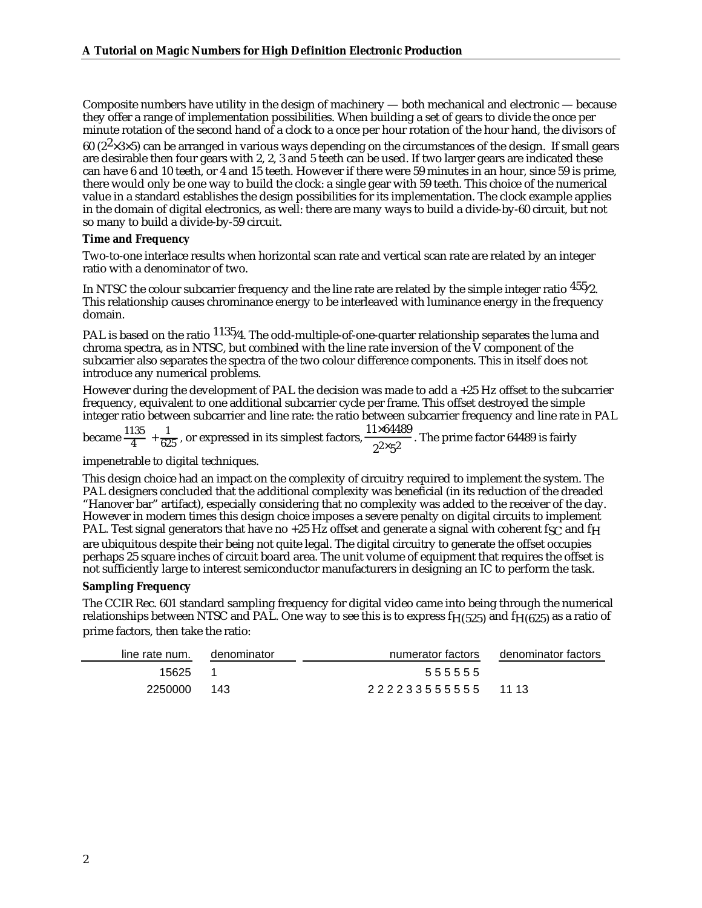Composite numbers have utility in the design of machinery — both mechanical and electronic — because they offer a range of implementation possibilities. When building a set of gears to divide the once per minute rotation of the second hand of a clock to a once per hour rotation of the hour hand, the divisors of 60 ($2^2 \times 3 \times 5$) can be arranged in various ways depending on the circumstances of the design. If small gears are desirable then four gears with 2, 2, 3 and 5 teeth can be used. If two larger gears are indicated these can have 6 and 10 teeth, or 4 and 15 teeth. However if there were 59 minutes in an hour, since 59 is prime, there would only be one way to build the clock: a single gear with 59 teeth. This choice of the numerical value in a standard establishes the design possibilities for its implementation. The clock example applies in the domain of digital electronics, as well: there are many ways to build a divide-by-60 circuit, but not so many to build a divide-by-59 circuit.

**Time and Frequency**

Two-to-one interlace results when horizontal scan rate and vertical scan rate are related by an integer ratio with a denominator of two.

In NTSC the colour subcarrier frequency and the line rate are related by the simple integer ratio $^{455}/_{2}$. This relationship causes chrominance energy to be interleaved with luminance energy in the frequency domain.

PAL is based on the ratio $^{1135}/_{4}$. The odd-multiple-of-one-quarter relationship separates the luma and chroma spectra, as in NTSC, but combined with the line rate inversion of the V component of the subcarrier also separates the spectra of the two colour difference components. This in itself does not introduce any numerical problems.

However during the development of PAL the decision was made to add a +25 Hz offset to the subcarrier frequency, equivalent to one additional subcarrier cycle per frame. This offset destroyed the simple integer ratio between subcarrier and line rate: the ratio between subcarrier frequency and line rate in PAL became $\frac{1135}{4} + \frac{1}{625}$, or expressed in its simplest factors, $\frac{11 \times 64489}{2^2 \times 5^2}$. The prime factor 64489 is fairly impenetrable to digital techniques.

This design choice had an impact on the complexity of circuitry required to implement the system. The PAL designers concluded that the additional complexity was beneficial (in its reduction of the dreaded "Hanover bar" artifact), especially considering that no complexity was added to the receiver of the day. However in modern times this design choice imposes a severe penalty on digital circuits to implement PAL. Test signal generators that have no +25 Hz offset and generate a signal with coherent $f_{SC}$ and $f_H$ are ubiquitous despite their being not quite legal. The digital circuitry to generate the offset occupies perhaps 25 square inches of circuit board area. The unit volume of equipment that requires the offset is not sufficiently large to interest semiconductor manufacturers in designing an IC to perform the task.

**Sampling Frequency**

The CCIR Rec. 601 standard sampling frequency for digital video came into being through the numerical relationships between NTSC and PAL. One way to see this is to express $f_{H(525)}$ and $f_{H(625)}$ as a ratio of prime factors, then take the ratio:

| line rate num. | denominator | numerator factors | denominator factors |
|---|---|---|---|
| 15625 | 1 | 5 5 5 5 5 5 | |
| 2250000 | 143 | 2 2 2 2 3 3 5 5 5 5 5 5 | 11 13 |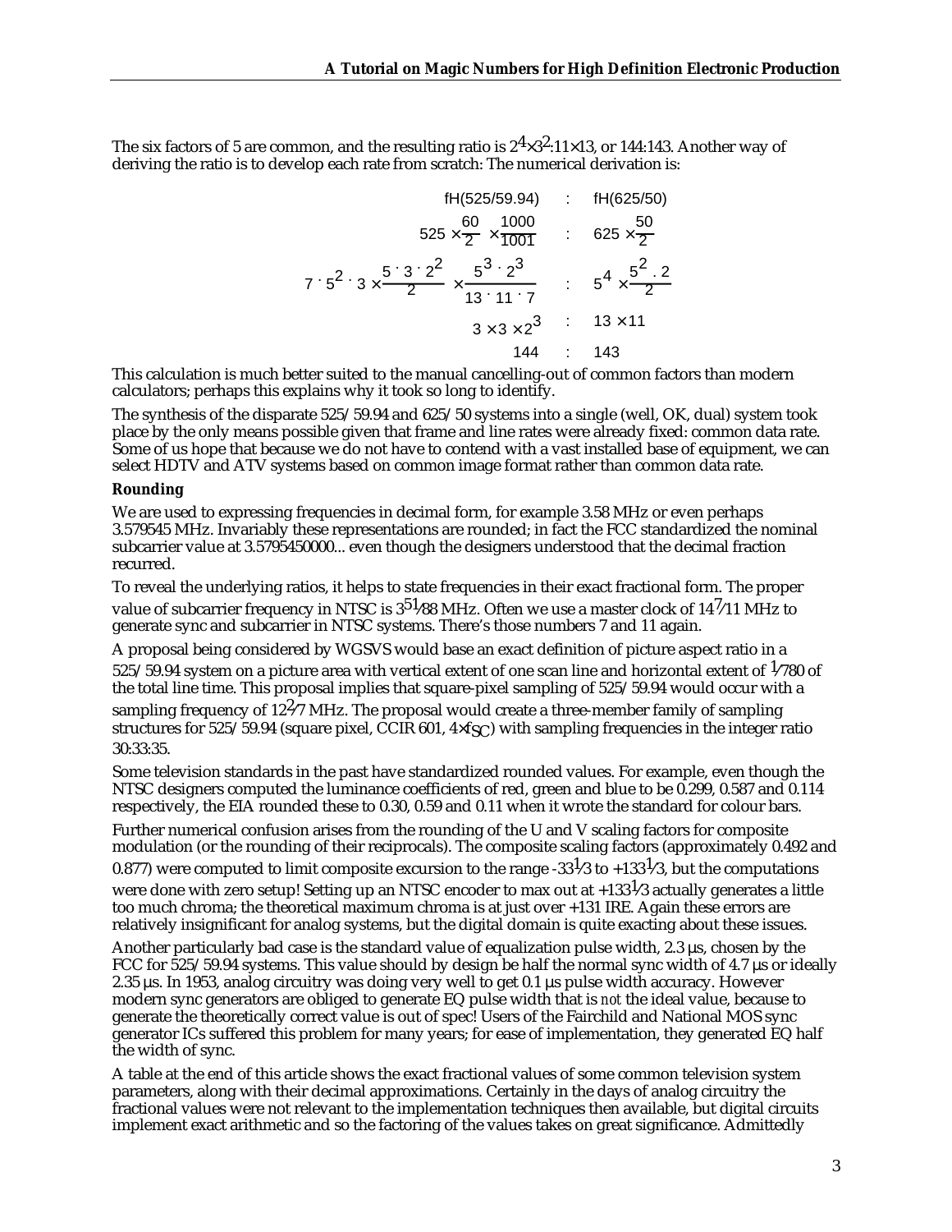The six factors of 5 are common, and the resulting ratio is $2^4 \times 3^2 : 11 \times 13$, or 144:143. Another way of deriving the ratio is to develop each rate from scratch: The numerical derivation is:

$$
\begin{array}{rcl}
\text{fH(525/59.94)} & : & \text{fH(625/50)} \\
525 \times \frac{60}{2} \times \frac{1000}{1001} & : & 625 \times \frac{50}{2} \\
7 \cdot 5^2 \cdot 3 \times \frac{5 \cdot 3 \cdot 2^2}{2} \times \frac{5^3 \cdot 2^3}{13 \cdot 11 \cdot 7} & : & 5^4 \times \frac{5^2 \cdot 2}{2} \\
3 \times 3 \times 2^3 & : & 13 \times 11 \\
144 & : & 143
\end{array}
$$

This calculation is much better suited to the manual cancelling-out of common factors than modern calculators; perhaps this explains why it took so long to identify.

The synthesis of the disparate 525/59.94 and 625/50 systems into a single (well, OK, dual) system took place by the only means possible given that frame and line rates were already fixed: common data rate. Some of us hope that because we do not have to contend with a vast installed base of equipment, we can select HDTV and ATV systems based on common image format rather than common data rate.

**Rounding**

We are used to expressing frequencies in decimal form, for example 3.58 MHz or even perhaps 3.579545 MHz. Invariably these representations are rounded; in fact the FCC standardized the nominal subcarrier value at 3.5795450000... even though the designers understood that the decimal fraction recurred.

To reveal the underlying ratios, it helps to state frequencies in their exact fractional form. The proper value of subcarrier frequency in NTSC is $3\frac{51}{88}$ MHz. Often we use a master clock of $14\frac{7}{11}$ MHz to generate sync and subcarrier in NTSC systems. There's those numbers 7 and 11 again.

A proposal being considered by WGSVS would base an exact definition of picture aspect ratio in a 525/59.94 system on a picture area with vertical extent of one scan line and horizontal extent of $\frac{1}{780}$ of the total line time. This proposal implies that square-pixel sampling of 525/59.94 would occur with a sampling frequency of $12\frac{2}{7}$ MHz. The proposal would create a three-member family of sampling structures for 525/59.94 (square pixel, CCIR 601, $4 \times f_{SC}$) with sampling frequencies in the integer ratio 30:33:35.

Some television standards in the past have standardized rounded values. For example, even though the NTSC designers computed the luminance coefficients of red, green and blue to be 0.299, 0.587 and 0.114 respectively, the EIA rounded these to 0.30, 0.59 and 0.11 when it wrote the standard for colour bars.

Further numerical confusion arises from the rounding of the U and V scaling factors for composite modulation (or the rounding of their reciprocals). The composite scaling factors (approximately 0.492 and 0.877) were computed to limit composite excursion to the range $-33\frac{1}{3}$ to $+133\frac{1}{3}$, but the computations were done with zero setup! Setting up an NTSC encoder to max out at $+133\frac{1}{3}$ actually generates a little too much chroma; the theoretical maximum chroma is at just over +131 IRE. Again these errors are relatively insignificant for analog systems, but the digital domain is quite exacting about these issues.

Another particularly bad case is the standard value of equalization pulse width, 2.3 µs, chosen by the FCC for 525/59.94 systems. This value should by design be half the normal sync width of 4.7 µs or ideally 2.35 µs. In 1953, analog circuitry was doing very well to get 0.1 µs pulse width accuracy. However modern sync generators are obliged to generate EQ pulse width that is *not* the ideal value, because to generate the theoretically correct value is out of spec! Users of the Fairchild and National MOS sync generator ICs suffered this problem for many years; for ease of implementation, they generated EQ half the width of sync.

A table at the end of this article shows the exact fractional values of some common television system parameters, along with their decimal approximations. Certainly in the days of analog circuitry the fractional values were not relevant to the implementation techniques then available, but digital circuits implement exact arithmetic and so the factoring of the values takes on great significance. Admittedly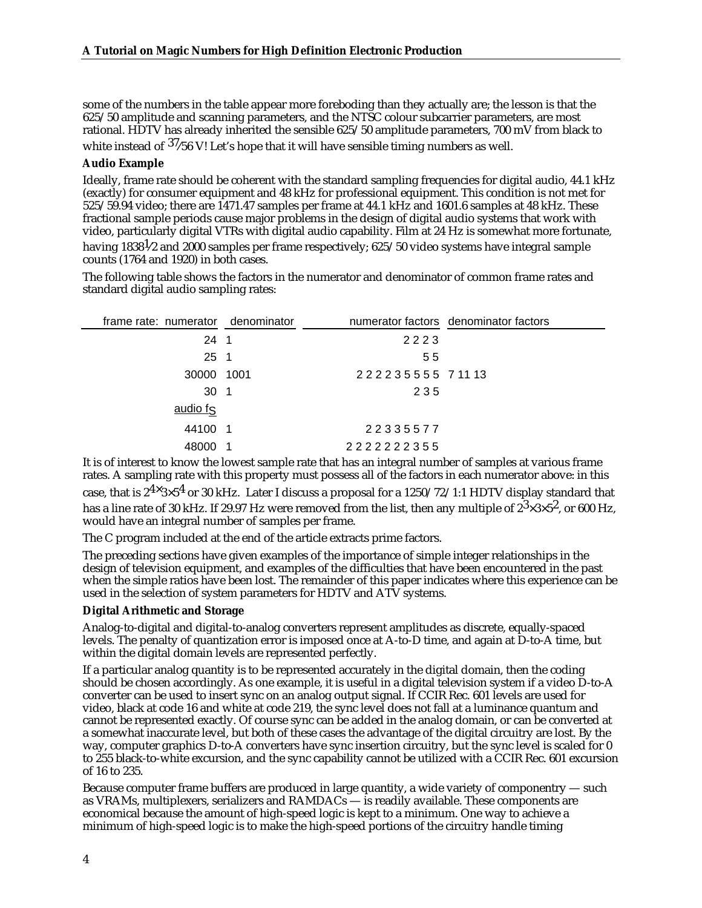some of the numbers in the table appear more foreboding than they actually are; the lesson is that the 625/50 amplitude and scanning parameters, and the NTSC colour subcarrier parameters, are most rational. HDTV has already inherited the sensible 625/50 amplitude parameters, 700 mV from black to white instead of $^{37}/_{56}$ V! Let's hope that it will have sensible timing numbers as well.

### Audio Example

Ideally, frame rate should be coherent with the standard sampling frequencies for digital audio, 44.1 kHz (exactly) for consumer equipment and 48 kHz for professional equipment. This condition is not met for 525/59.94 video; there are 1471.47 samples per frame at 44.1 kHz and 1601.6 samples at 48 kHz. These fractional sample periods cause major problems in the design of digital audio systems that work with video, particularly digital VTRs with digital audio capability. Film at 24 Hz is somewhat more fortunate, having 1838½ and 2000 samples per frame respectively; 625/50 video systems have integral sample counts (1764 and 1920) in both cases.

The following table shows the factors in the numerator and denominator of common frame rates and standard digital audio sampling rates:

| frame rate: numerator | denominator | numerator factors | denominator factors |
|---|---|---|---|
| 24 | 1 | 2 2 2 3 | |
| 25 | 1 | 5 5 | |
| 30000 | 1001 | 2 2 2 2 3 5 5 5 5 | 7 11 13 |
| 30 | 1 | 2 3 5 | |
| audio $f_S$ | | | |
| 44100 | 1 | 2 2 3 3 5 5 7 7 | |
| 48000 | 1 | 2 2 2 2 2 2 2 3 5 5 | |

It is of interest to know the lowest sample rate that has an integral number of samples at various frame rates. A sampling rate with this property must possess all of the factors in each numerator above: in this case, that is $2^4{\times}3{\times}5^4$ or 30 kHz. Later I discuss a proposal for a 1250/72/1:1 HDTV display standard that has a line rate of 30 kHz. If 29.97 Hz were removed from the list, then any multiple of $2^3{\times}3{\times}5^2$, or 600 Hz, would have an integral number of samples per frame.

The C program included at the end of the article extracts prime factors.

The preceding sections have given examples of the importance of simple integer relationships in the design of television equipment, and examples of the difficulties that have been encountered in the past when the simple ratios have been lost. The remainder of this paper indicates where this experience can be used in the selection of system parameters for HDTV and ATV systems.

### Digital Arithmetic and Storage

Analog-to-digital and digital-to-analog converters represent amplitudes as discrete, equally-spaced levels. The penalty of quantization error is imposed once at A-to-D time, and again at D-to-A time, but within the digital domain levels are represented perfectly.

If a particular analog quantity is to be represented accurately in the digital domain, then the coding should be chosen accordingly. As one example, it is useful in a digital television system if a video D-to-A converter can be used to insert sync on an analog output signal. If CCIR Rec. 601 levels are used for video, black at code 16 and white at code 219, the sync level does not fall at a luminance quantum and cannot be represented exactly. Of course sync can be added in the analog domain, or can be converted at a somewhat inaccurate level, but both of these cases the advantage of the digital circuitry are lost. By the way, computer graphics D-to-A converters have sync insertion circuitry, but the sync level is scaled for 0 to 255 black-to-white excursion, and the sync capability cannot be utilized with a CCIR Rec. 601 excursion of 16 to 235.

Because computer frame buffers are produced in large quantity, a wide variety of componentry — such as VRAMs, multiplexers, serializers and RAMDACs — is readily available. These components are economical because the amount of high-speed logic is kept to a minimum. One way to achieve a minimum of high-speed logic is to make the high-speed portions of the circuitry handle timing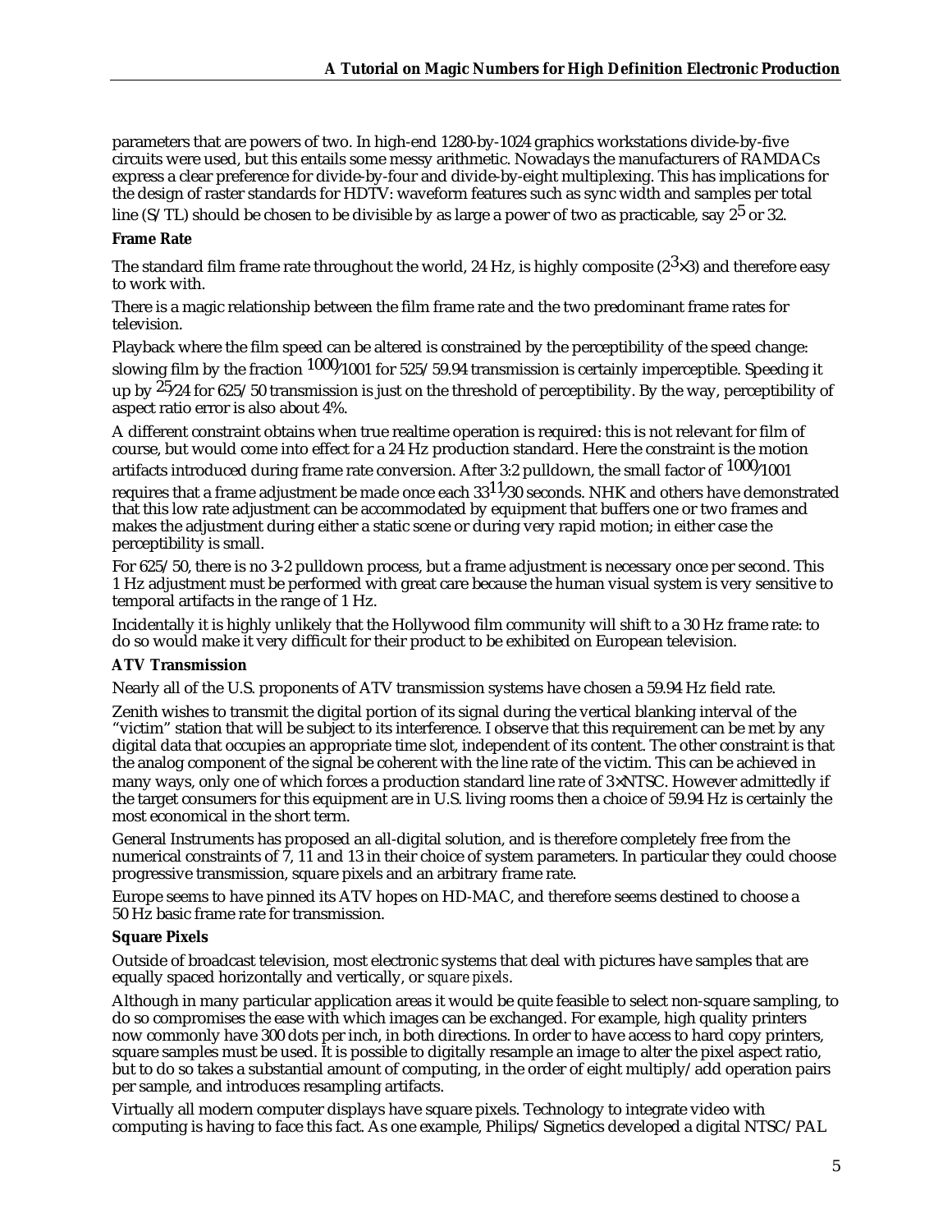parameters that are powers of two. In high-end 1280-by-1024 graphics workstations divide-by-five circuits were used, but this entails some messy arithmetic. Nowadays the manufacturers of RAMDACs express a clear preference for divide-by-four and divide-by-eight multiplexing. This has implications for the design of raster standards for HDTV: waveform features such as sync width and samples per total line (S/TL) should be chosen to be divisible by as large a power of two as practicable, say $2^5$ or 32.

**Frame Rate**

The standard film frame rate throughout the world, 24 Hz, is highly composite ($2^3 \times 3$) and therefore easy to work with.

There is a magic relationship between the film frame rate and the two predominant frame rates for television.

Playback where the film speed can be altered is constrained by the perceptibility of the speed change: slowing film by the fraction $^{1000}/_{1001}$ for 525/59.94 transmission is certainly imperceptible. Speeding it up by $^{25}/_{24}$ for 625/50 transmission is just on the threshold of perceptibility. By the way, perceptibility of aspect ratio error is also about 4%.

A different constraint obtains when true realtime operation is required: this is not relevant for film of course, but would come into effect for a 24 Hz production standard. Here the constraint is the motion artifacts introduced during frame rate conversion. After 3:2 pulldown, the small factor of $^{1000}/_{1001}$ requires that a frame adjustment be made once each $33^{11}/_{30}$ seconds. NHK and others have demonstrated that this low rate adjustment can be accommodated by equipment that buffers one or two frames and makes the adjustment during either a static scene or during very rapid motion; in either case the perceptibility is small.

For 625/50, there is no 3-2 pulldown process, but a frame adjustment is necessary once per second. This 1 Hz adjustment must be performed with great care because the human visual system is very sensitive to temporal artifacts in the range of 1 Hz.

Incidentally it is highly unlikely that the Hollywood film community will shift to a 30 Hz frame rate: to do so would make it very difficult for their product to be exhibited on European television.

**ATV Transmission**

Nearly all of the U.S. proponents of ATV transmission systems have chosen a 59.94 Hz field rate.

Zenith wishes to transmit the digital portion of its signal during the vertical blanking interval of the "victim" station that will be subject to its interference. I observe that this requirement can be met by any digital data that occupies an appropriate time slot, independent of its content. The other constraint is that the analog component of the signal be coherent with the line rate of the victim. This can be achieved in many ways, only one of which forces a production standard line rate of 3×NTSC. However admittedly if the target consumers for this equipment are in U.S. living rooms then a choice of 59.94 Hz is certainly the most economical in the short term.

General Instruments has proposed an all-digital solution, and is therefore completely free from the numerical constraints of 7, 11 and 13 in their choice of system parameters. In particular they could choose progressive transmission, square pixels and an arbitrary frame rate.

Europe seems to have pinned its ATV hopes on HD-MAC, and therefore seems destined to choose a 50 Hz basic frame rate for transmission.

**Square Pixels**

Outside of broadcast television, most electronic systems that deal with pictures have samples that are equally spaced horizontally and vertically, or *square pixels*.

Although in many particular application areas it would be quite feasible to select non-square sampling, to do so compromises the ease with which images can be exchanged. For example, high quality printers now commonly have 300 dots per inch, in both directions. In order to have access to hard copy printers, square samples must be used. It is possible to digitally resample an image to alter the pixel aspect ratio, but to do so takes a substantial amount of computing, in the order of eight multiply/add operation pairs per sample, and introduces resampling artifacts.

Virtually all modern computer displays have square pixels. Technology to integrate video with computing is having to face this fact. As one example, Philips/Signetics developed a digital NTSC/PAL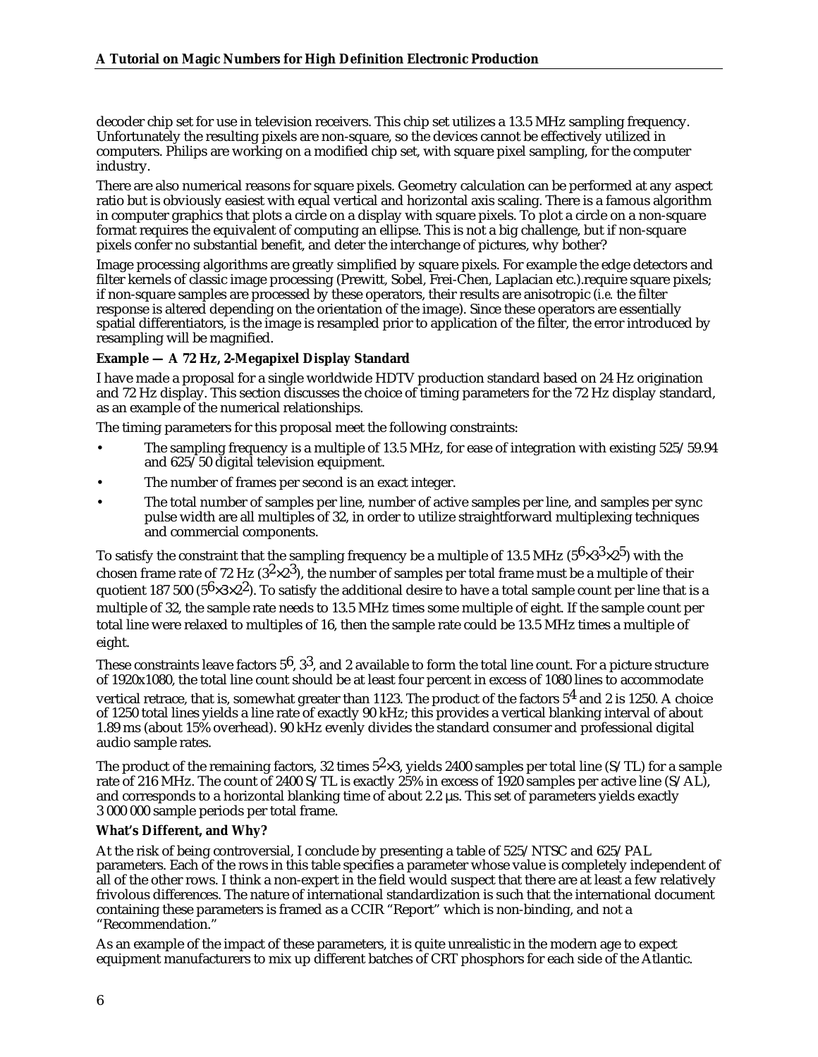decoder chip set for use in television receivers. This chip set utilizes a 13.5 MHz sampling frequency. Unfortunately the resulting pixels are non-square, so the devices cannot be effectively utilized in computers. Philips are working on a modified chip set, with square pixel sampling, for the computer industry.

There are also numerical reasons for square pixels. Geometry calculation can be performed at any aspect ratio but is obviously easiest with equal vertical and horizontal axis scaling. There is a famous algorithm in computer graphics that plots a circle on a display with square pixels. To plot a circle on a non-square format requires the equivalent of computing an ellipse. This is not a big challenge, but if non-square pixels confer no substantial benefit, and deter the interchange of pictures, why bother?

Image processing algorithms are greatly simplified by square pixels. For example the edge detectors and filter kernels of classic image processing (Prewitt, Sobel, Frei-Chen, Laplacian etc.).require square pixels; if non-square samples are processed by these operators, their results are anisotropic (*i.e.* the filter response is altered depending on the orientation of the image). Since these operators are essentially spatial differentiators, is the image is resampled prior to application of the filter, the error introduced by resampling will be magnified.

**Example — A 72 Hz, 2-Megapixel Display Standard**

I have made a proposal for a single worldwide HDTV production standard based on 24 Hz origination and 72 Hz display. This section discusses the choice of timing parameters for the 72 Hz display standard, as an example of the numerical relationships.

The timing parameters for this proposal meet the following constraints:

- The sampling frequency is a multiple of 13.5 MHz, for ease of integration with existing 525/59.94 and 625/50 digital television equipment.
- The number of frames per second is an exact integer.
- The total number of samples per line, number of active samples per line, and samples per sync pulse width are all multiples of 32, in order to utilize straightforward multiplexing techniques and commercial components.

To satisfy the constraint that the sampling frequency be a multiple of 13.5 MHz ($5^6 \times 3^3 \times 2^5$) with the chosen frame rate of 72 Hz ($3^2 \times 2^3$), the number of samples per total frame must be a multiple of their quotient 187 500 ($5^6 \times 3 \times 2^2$). To satisfy the additional desire to have a total sample count per line that is a multiple of 32, the sample rate needs to 13.5 MHz times some multiple of eight. If the sample count per total line were relaxed to multiples of 16, then the sample rate could be 13.5 MHz times a multiple of eight.

These constraints leave factors $5^6$, $3^3$, and 2 available to form the total line count. For a picture structure of 1920x1080, the total line count should be at least four percent in excess of 1080 lines to accommodate vertical retrace, that is, somewhat greater than 1123. The product of the factors $5^4$ and 2 is 1250. A choice of 1250 total lines yields a line rate of exactly 90 kHz; this provides a vertical blanking interval of about 1.89 ms (about 15% overhead). 90 kHz evenly divides the standard consumer and professional digital audio sample rates.

The product of the remaining factors, 32 times $5^2 \times 3$, yields 2400 samples per total line (S/TL) for a sample rate of 216 MHz. The count of 2400 S/TL is exactly 25% in excess of 1920 samples per active line (S/AL), and corresponds to a horizontal blanking time of about 2.2 µs. This set of parameters yields exactly 3 000 000 sample periods per total frame.

**What's Different, and Why?**

At the risk of being controversial, I conclude by presenting a table of 525/NTSC and 625/PAL parameters. Each of the rows in this table specifies a parameter whose value is completely independent of all of the other rows. I think a non-expert in the field would suspect that there are at least a few relatively frivolous differences. The nature of international standardization is such that the international document containing these parameters is framed as a CCIR "Report" which is non-binding, and not a "Recommendation."

As an example of the impact of these parameters, it is quite unrealistic in the modern age to expect equipment manufacturers to mix up different batches of CRT phosphors for each side of the Atlantic.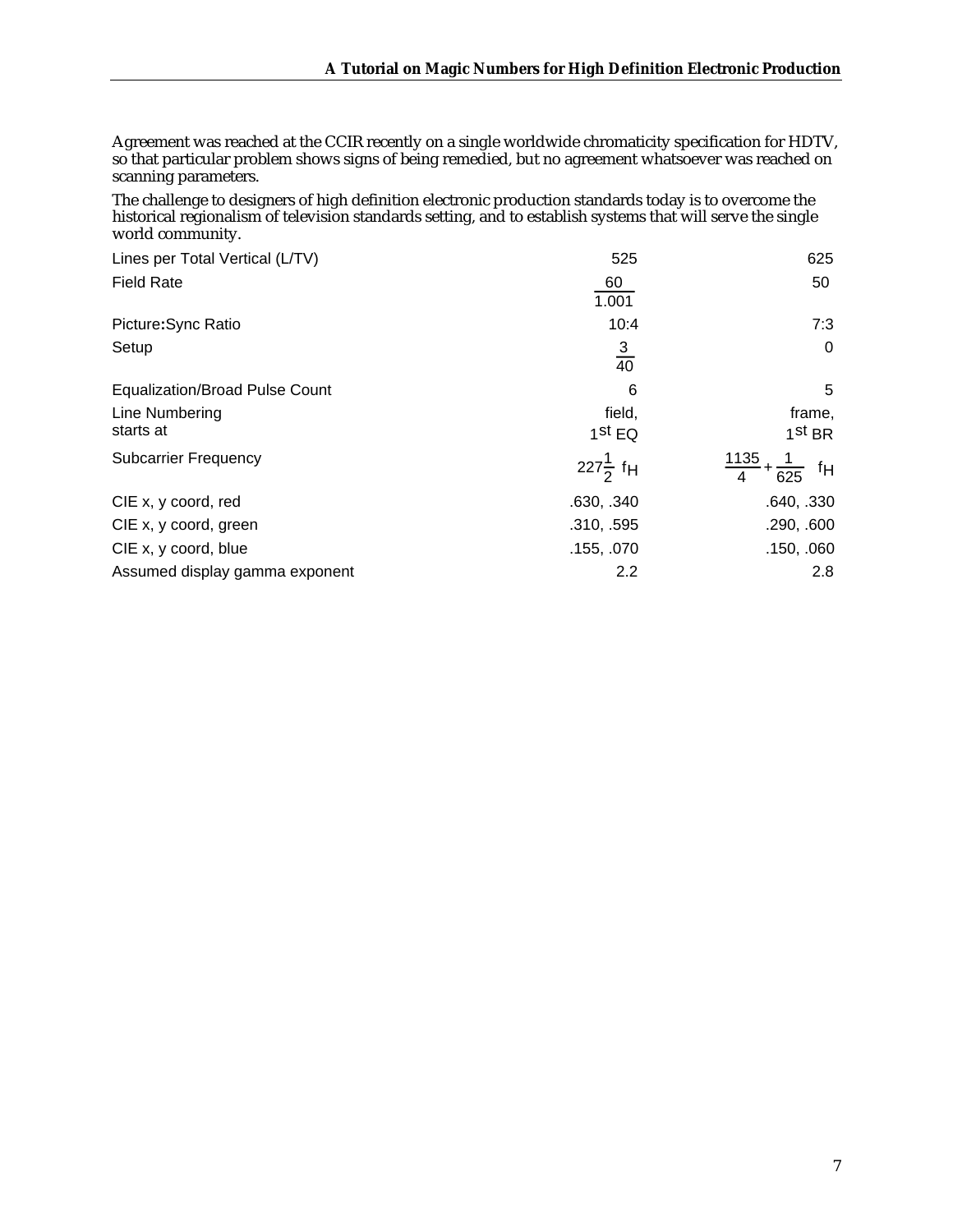Agreement was reached at the CCIR recently on a single worldwide chromaticity specification for HDTV, so that particular problem shows signs of being remedied, but no agreement whatsoever was reached on scanning parameters.

The challenge to designers of high definition electronic production standards today is to overcome the historical regionalism of television standards setting, and to establish systems that will serve the single world community.

| | | |
|---|---|---|
| Lines per Total Vertical (L/TV) | 525 | 625 |
| Field Rate | $\frac{60}{1.001}$ | 50 |
| Picture:Sync Ratio | 10:4 | 7:3 |
| Setup | $\frac{3}{40}$ | 0 |
| Equalization/Broad Pulse Count | 6 | 5 |
| Line Numbering starts at | field, $1^{st}$ EQ | frame, $1^{st}$ BR |
| Subcarrier Frequency | $227\frac{1}{2}\ f_H$ | $\frac{1135}{4}+\frac{1}{625}\ f_H$ |
| CIE x, y coord, red | .630, .340 | .640, .330 |
| CIE x, y coord, green | .310, .595 | .290, .600 |
| CIE x, y coord, blue | .155, .070 | .150, .060 |
| Assumed display gamma exponent | 2.2 | 2.8 |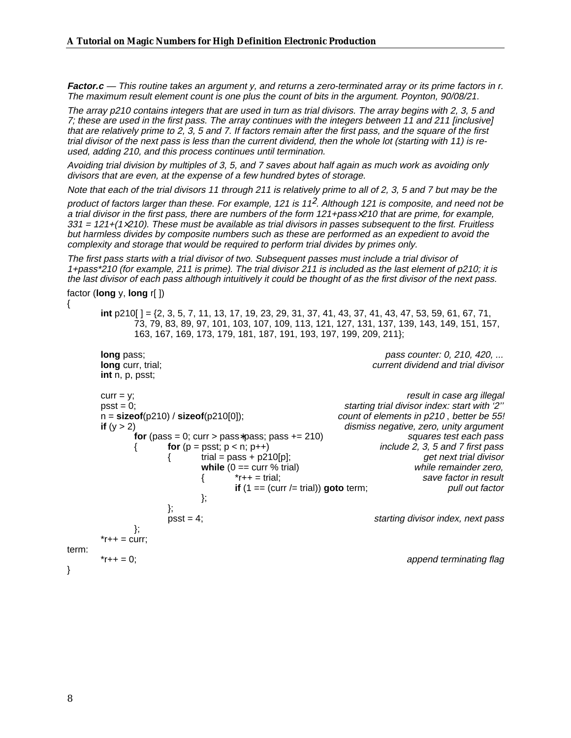***Factor.c*** *— This routine takes an argument y, and returns a zero-terminated array or its prime factors in r. The maximum result element count is one plus the count of bits in the argument. Poynton, 90/08/21.*

*The array p210 contains integers that are used in turn as trial divisors. The array begins with 2, 3, 5 and 7; these are used in the first pass. The array continues with the integers between 11 and 211 [inclusive] that are relatively prime to 2, 3, 5 and 7. If factors remain after the first pass, and the square of the first trial divisor of the next pass is less than the current dividend, then the whole lot (starting with 11) is re-used, adding 210, and this process continues until termination.*

*Avoiding trial division by multiples of 3, 5, and 7 saves about half again as much work as avoiding only divisors that are even, at the expense of a few hundred bytes of storage.*

*Note that each of the trial divisors 11 through 211 is relatively prime to all of 2, 3, 5 and 7 but may be the product of factors larger than these. For example, 121 is $11^2$. Although 121 is composite, and need not be a trial divisor in the first pass, there are numbers of the form 121+pass×210 that are prime, for example, 331 = 121+(1×210). These must be available as trial divisors in passes subsequent to the first. Fruitless but harmless divides by composite numbers such as these are performed as an expedient to avoid the complexity and storage that would be required to perform trial divides by primes only.*

*The first pass starts with a trial divisor of two. Subsequent passes must include a trial divisor of 1+pass*210 (for example, 211 is prime). The trial divisor 211 is included as the last element of p210; it is the last divisor of each pass although intuitively it could be thought of as the first divisor of the next pass.*

```
factor (long y, long r[ ])
{
        int p210[ ] = {2, 3, 5, 7, 11, 13, 17, 19, 23, 29, 31, 37, 41, 43, 37, 41, 43, 47, 53, 59, 61, 67, 71,
                73, 79, 83, 89, 97, 101, 103, 107, 109, 113, 121, 127, 131, 137, 139, 143, 149, 151, 157,
                163, 167, 169, 173, 179, 181, 187, 191, 193, 197, 199, 209, 211};

        long pass;                                              pass counter: 0, 210, 420, ...
        long curr, trial;                                       current dividend and trial divisor
        int n, p, psst;

        curr = y;                                               result in case arg illegal
        psst = 0;                                               starting trial divisor index: start with '2''
        n = sizeof(p210) / sizeof(p210[0]);                     count of elements in p210 , better be 55!
        if (y > 2)                                              dismiss negative, zero, unity argument
                for (pass = 0; curr > pass*pass; pass += 210)   squares test each pass
                {       for (p = psst; p < n; p++)              include 2, 3, 5 and 7 first pass
                        {       trial = pass + p210[p];         get next trial divisor
                                while (0 == curr % trial)       while remainder zero,
                                {       *r++ = trial;           save factor in result
                                        if (1 == (curr /= trial)) goto term;    pull out factor
                                };
                        };
                        psst = 4;                               starting divisor index, next pass
                };
        *r++ = curr;
term:
        *r++ = 0;                                               append terminating flag
}
```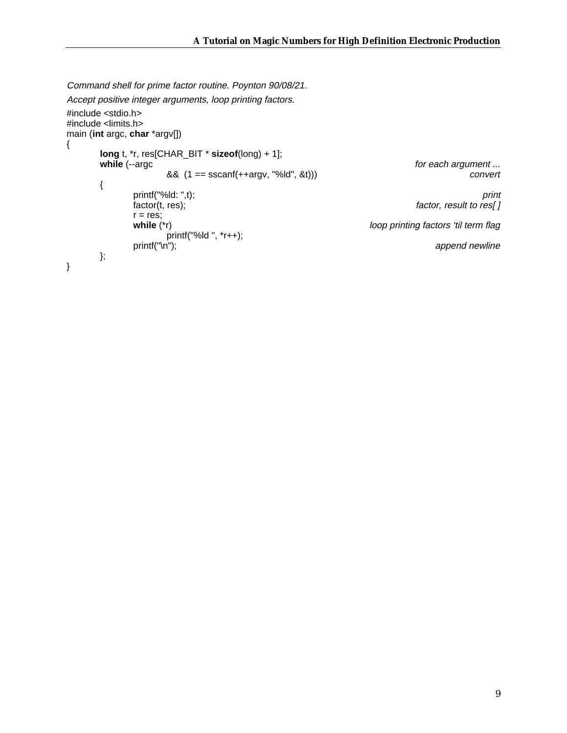*Command shell for prime factor routine. Poynton 90/08/21.*

*Accept positive integer arguments, loop printing factors.*

```
#include <stdio.h>
#include <limits.h>
main (int argc, char *argv[])
{
        long t, *r, res[CHAR_BIT * sizeof(long) + 1];
        while (--argc                                          for each argument ...
                    &&  (1 == sscanf(++argv, "%ld", &t)))      convert
        {
                printf("%ld: ",t);                             print
                factor(t, res);                                factor, result to res[ ]
                r = res;
                while (*r)                                     loop printing factors 'til term flag
                        printf("%ld ", *r++);
                printf("\n");                                  append newline
        };
}
```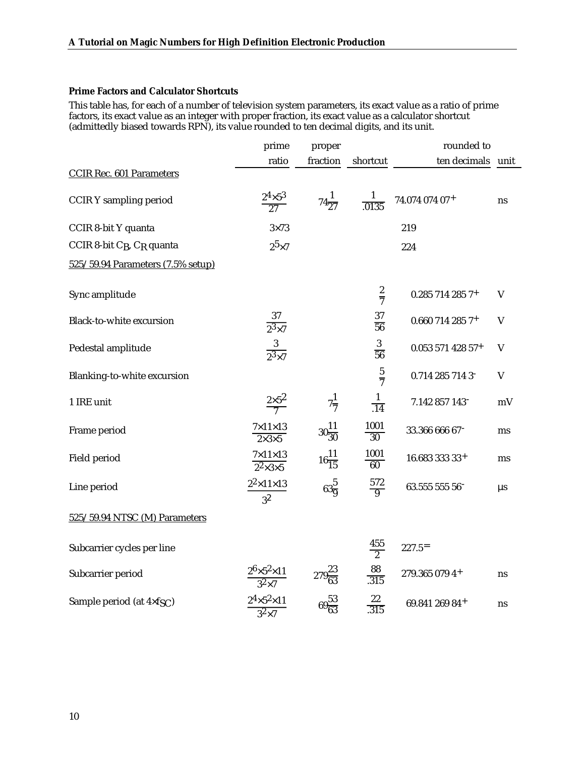### Prime Factors and Calculator Shortcuts

This table has, for each of a number of television system parameters, its exact value as a ratio of prime factors, its exact value as an integer with proper fraction, its exact value as a calculator shortcut (admittedly biased towards RPN), its value rounded to ten decimal digits, and its unit.

| | prime ratio | proper fraction | shortcut | rounded to ten decimals | unit |
|---|---|---|---|---|---|
| CCIR Rec. 601 Parameters | | | | | |
| CCIR Y sampling period | $\frac{2^4 \times 5^3}{27}$ | $74\frac{2}{27}$ | $\frac{1}{.0135}$ | 74.074 074 07+ | ns |
| CCIR 8-bit Y quanta | $3 \times 73$ | | | 219 | |
| CCIR 8-bit $C_B$, $C_R$ quanta | $2^5 \times 7$ | | | 224 | |
| 525/59.94 Parameters (7.5% setup) | | | | | |
| Sync amplitude | | | $\frac{2}{7}$ | 0.285 714 285 7+ | V |
| Black-to-white excursion | $\frac{37}{2^3 \times 7}$ | | $\frac{37}{56}$ | 0.660 714 285 7+ | V |
| Pedestal amplitude | $\frac{3}{2^3 \times 7}$ | | $\frac{3}{56}$ | 0.053 571 428 57+ | V |
| Blanking-to-white excursion | | | $\frac{5}{7}$ | 0.714 285 714 3- | V |
| 1 IRE unit | $\frac{2 \times 5^2}{7}$ | $7\frac{1}{7}$ | $\frac{1}{.14}$ | 7.142 857 143- | mV |
| Frame period | $\frac{7 \times 11 \times 13}{2 \times 3 \times 5}$ | $30\frac{11}{30}$ | $\frac{1001}{30}$ | 33.366 666 67- | ms |
| Field period | $\frac{7 \times 11 \times 13}{2^2 \times 3 \times 5}$ | $16\frac{11}{15}$ | $\frac{1001}{60}$ | 16.683 333 33+ | ms |
| Line period | $\frac{2^2 \times 11 \times 13}{3^2}$ | $63\frac{5}{9}$ | $\frac{572}{9}$ | 63.555 555 56- | µs |
| 525/59.94 NTSC (M) Parameters | | | | | |
| Subcarrier cycles per line | | | $\frac{455}{2}$ | 227.5= | |
| Subcarrier period | $\frac{2^6 \times 5^2 \times 11}{3^2 \times 7}$ | $279\frac{23}{63}$ | $\frac{88}{.315}$ | 279.365 079 4+ | ns |
| Sample period (at $4 \times f_{SC}$) | $\frac{2^4 \times 5^2 \times 11}{3^2 \times 7}$ | $69\frac{53}{63}$ | $\frac{22}{.315}$ | 69.841 269 84+ | ns |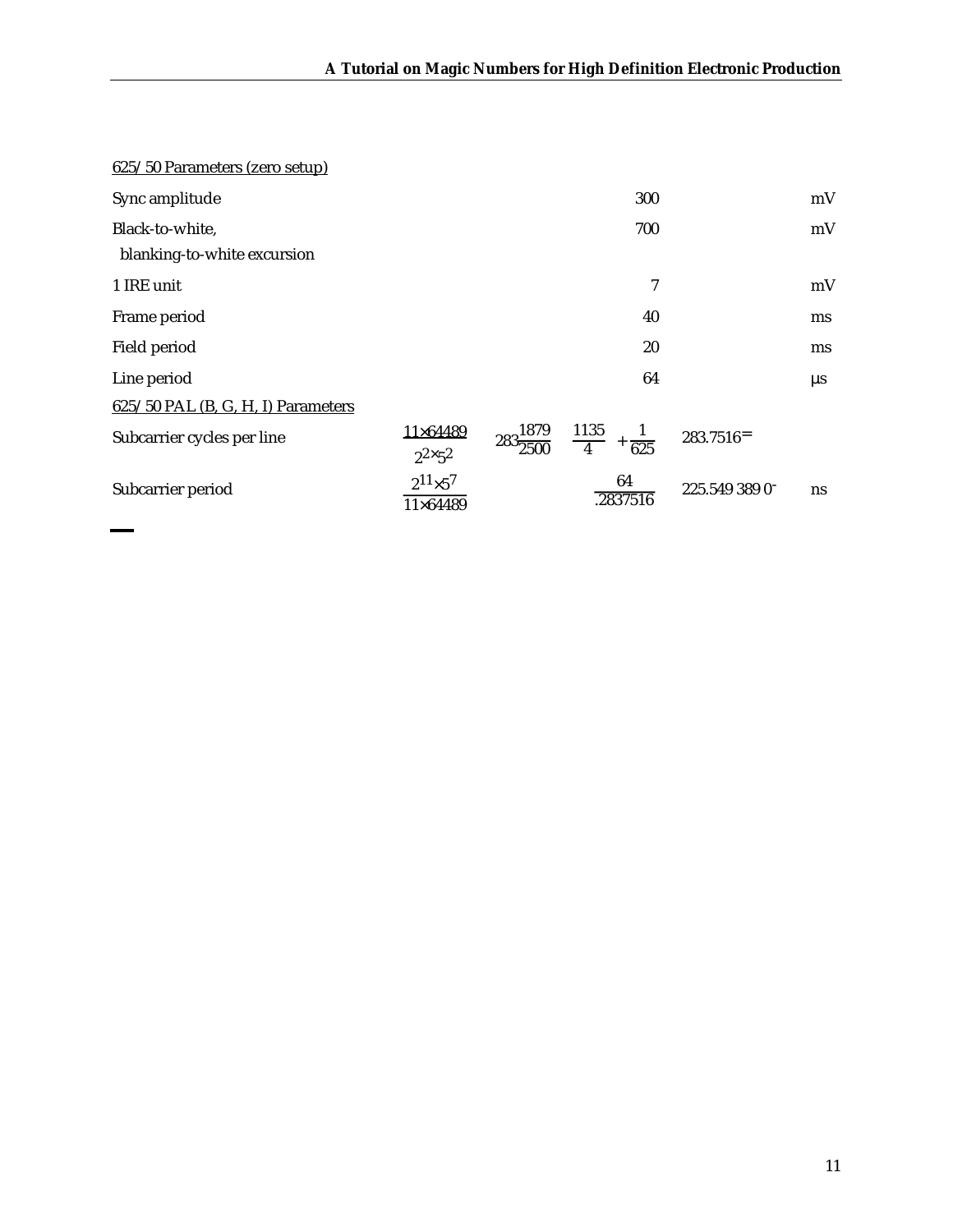| | | | | | |
|---|---|---|---|---|---|
| <u>625/50 Parameters (zero setup)</u> | | | | | |
| Sync amplitude | | | 300 | | mV |
| Black-to-white, blanking-to-white excursion | | | 700 | | mV |
| 1 IRE unit | | | 7 | | mV |
| Frame period | | | 40 | | ms |
| Field period | | | 20 | | ms |
| Line period | | | 64 | | μs |
| <u>625/50 PAL (B, G, H, I) Parameters</u> | | | | | |
| Subcarrier cycles per line | $\frac{11 \times 64489}{2^2 \times 5^2}$ | $283\frac{1879}{2500}$ | $\frac{1135}{4} + \frac{1}{625}$ | $283.7516^{=}$ | |
| Subcarrier period | $\frac{2^{11} \times 5^7}{11 \times 64489}$ | | $\frac{64}{.2837516}$ | $225.549\,389\,0^{-}$ | ns |